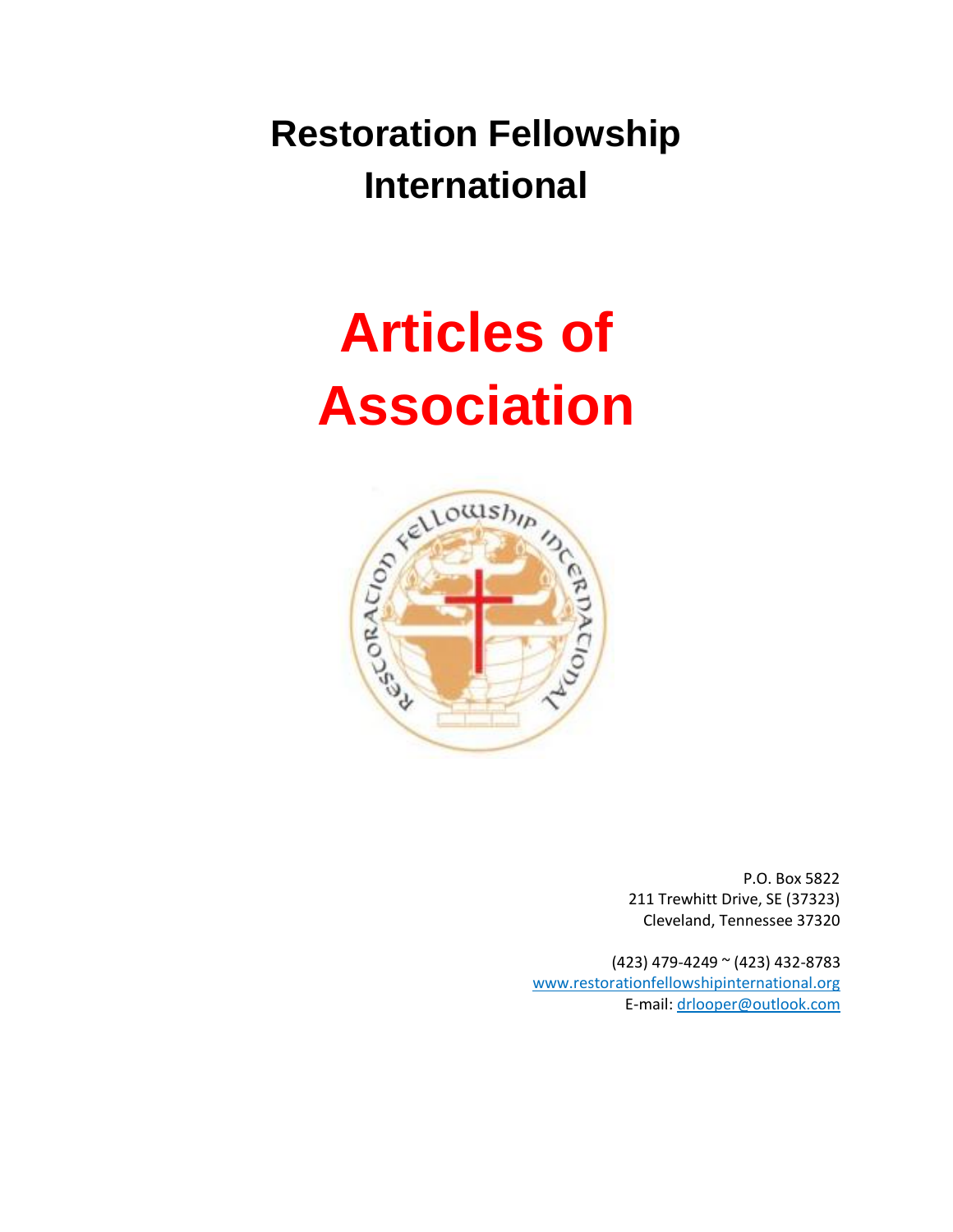# Restoration Fellowship International

# Articles of Association

P.O. Box 5822
211 Trewhitt Drive, SE (37323)
Cleveland, Tennessee 37320

(423) 479-4249 ~ (423) 432-8783
www.restorationfellowshipinternational.org
E-mail: drlooper@outlook.com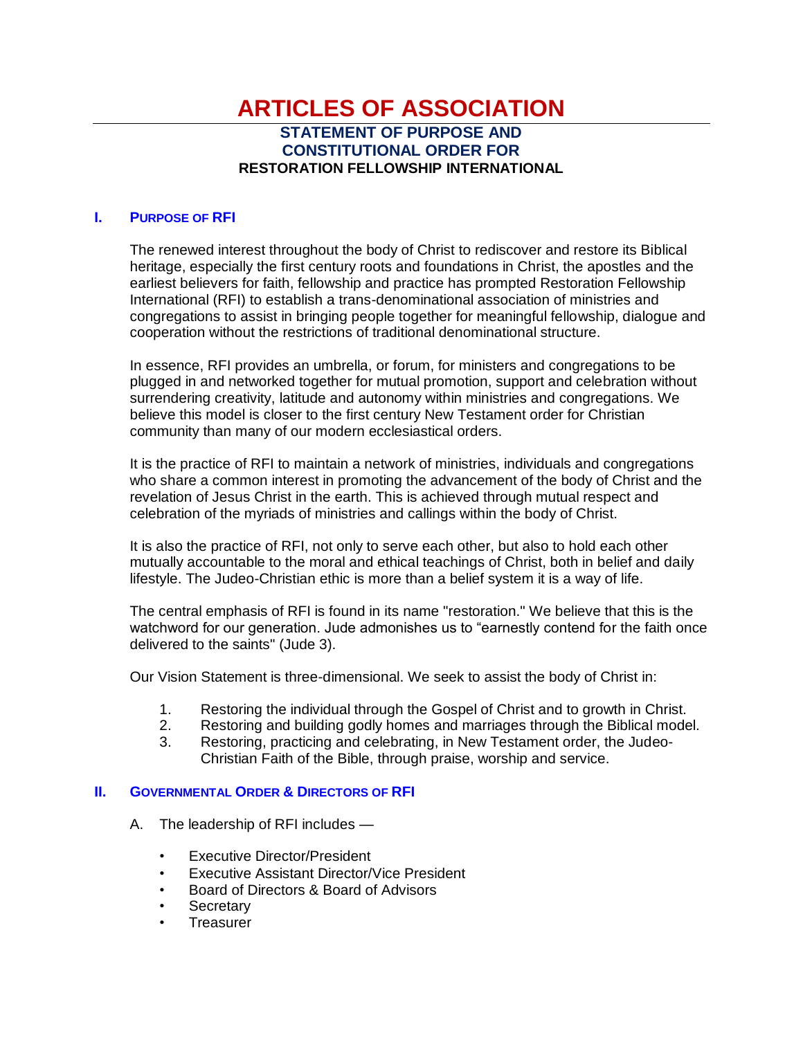# ARTICLES OF ASSOCIATION

**STATEMENT OF PURPOSE AND CONSTITUTIONAL ORDER FOR**
**RESTORATION FELLOWSHIP INTERNATIONAL**

## I. PURPOSE OF RFI

The renewed interest throughout the body of Christ to rediscover and restore its Biblical heritage, especially the first century roots and foundations in Christ, the apostles and the earliest believers for faith, fellowship and practice has prompted Restoration Fellowship International (RFI) to establish a trans-denominational association of ministries and congregations to assist in bringing people together for meaningful fellowship, dialogue and cooperation without the restrictions of traditional denominational structure.

In essence, RFI provides an umbrella, or forum, for ministers and congregations to be plugged in and networked together for mutual promotion, support and celebration without surrendering creativity, latitude and autonomy within ministries and congregations. We believe this model is closer to the first century New Testament order for Christian community than many of our modern ecclesiastical orders.

It is the practice of RFI to maintain a network of ministries, individuals and congregations who share a common interest in promoting the advancement of the body of Christ and the revelation of Jesus Christ in the earth. This is achieved through mutual respect and celebration of the myriads of ministries and callings within the body of Christ.

It is also the practice of RFI, not only to serve each other, but also to hold each other mutually accountable to the moral and ethical teachings of Christ, both in belief and daily lifestyle. The Judeo-Christian ethic is more than a belief system it is a way of life.

The central emphasis of RFI is found in its name "restoration." We believe that this is the watchword for our generation. Jude admonishes us to “earnestly contend for the faith once delivered to the saints" (Jude 3).

Our Vision Statement is three-dimensional. We seek to assist the body of Christ in:

1. Restoring the individual through the Gospel of Christ and to growth in Christ.
2. Restoring and building godly homes and marriages through the Biblical model.
3. Restoring, practicing and celebrating, in New Testament order, the Judeo-Christian Faith of the Bible, through praise, worship and service.

## II. GOVERNMENTAL ORDER & DIRECTORS OF RFI

A. The leadership of RFI includes —

- Executive Director/President
- Executive Assistant Director/Vice President
- Board of Directors & Board of Advisors
- Secretary
- Treasurer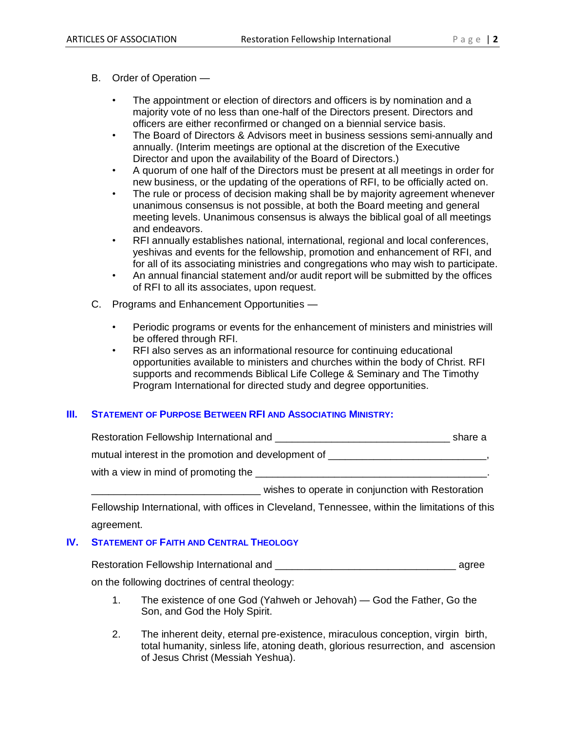B. Order of Operation —

- The appointment or election of directors and officers is by nomination and a majority vote of no less than one-half of the Directors present. Directors and officers are either reconfirmed or changed on a biennial service basis.
- The Board of Directors & Advisors meet in business sessions semi-annually and annually. (Interim meetings are optional at the discretion of the Executive Director and upon the availability of the Board of Directors.)
- A quorum of one half of the Directors must be present at all meetings in order for new business, or the updating of the operations of RFI, to be officially acted on.
- The rule or process of decision making shall be by majority agreement whenever unanimous consensus is not possible, at both the Board meeting and general meeting levels. Unanimous consensus is always the biblical goal of all meetings and endeavors.
- RFI annually establishes national, international, regional and local conferences, yeshivas and events for the fellowship, promotion and enhancement of RFI, and for all of its associating ministries and congregations who may wish to participate.
- An annual financial statement and/or audit report will be submitted by the offices of RFI to all its associates, upon request.

C. Programs and Enhancement Opportunities —

- Periodic programs or events for the enhancement of ministers and ministries will be offered through RFI.
- RFI also serves as an informational resource for continuing educational opportunities available to ministers and churches within the body of Christ. RFI supports and recommends Biblical Life College & Seminary and The Timothy Program International for directed study and degree opportunities.

## III. Statement of Purpose Between RFI and Associating Ministry:

Restoration Fellowship International and ______________________________ share a mutual interest in the promotion and development of ____________________________, with a view in mind of promoting the _________________________________________.
______________________________ wishes to operate in conjunction with Restoration Fellowship International, with offices in Cleveland, Tennessee, within the limitations of this agreement.

## IV. Statement of Faith and Central Theology

Restoration Fellowship International and _______________________________ agree on the following doctrines of central theology:

1. The existence of one God (Yahweh or Jehovah) — God the Father, Go the Son, and God the Holy Spirit.

2. The inherent deity, eternal pre-existence, miraculous conception, virgin birth, total humanity, sinless life, atoning death, glorious resurrection, and ascension of Jesus Christ (Messiah Yeshua).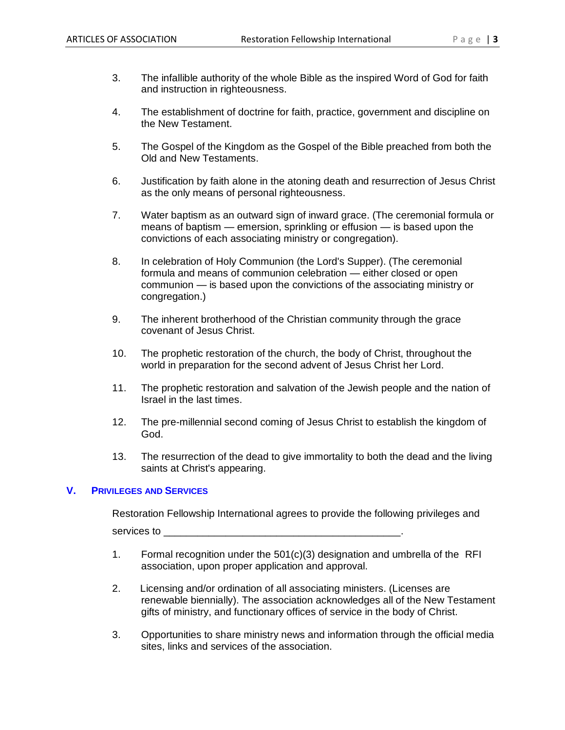3. The infallible authority of the whole Bible as the inspired Word of God for faith and instruction in righteousness.

4. The establishment of doctrine for faith, practice, government and discipline on the New Testament.

5. The Gospel of the Kingdom as the Gospel of the Bible preached from both the Old and New Testaments.

6. Justification by faith alone in the atoning death and resurrection of Jesus Christ as the only means of personal righteousness.

7. Water baptism as an outward sign of inward grace. (The ceremonial formula or means of baptism — emersion, sprinkling or effusion — is based upon the convictions of each associating ministry or congregation).

8. In celebration of Holy Communion (the Lord's Supper). (The ceremonial formula and means of communion celebration — either closed or open communion — is based upon the convictions of the associating ministry or congregation.)

9. The inherent brotherhood of the Christian community through the grace covenant of Jesus Christ.

10. The prophetic restoration of the church, the body of Christ, throughout the world in preparation for the second advent of Jesus Christ her Lord.

11. The prophetic restoration and salvation of the Jewish people and the nation of Israel in the last times.

12. The pre-millennial second coming of Jesus Christ to establish the kingdom of God.

13. The resurrection of the dead to give immortality to both the dead and the living saints at Christ's appearing.

## V. Privileges and Services

Restoration Fellowship International agrees to provide the following privileges and services to ________________________________________.

1. Formal recognition under the 501(c)(3) designation and umbrella of the RFI association, upon proper application and approval.

2. Licensing and/or ordination of all associating ministers. (Licenses are renewable biennially). The association acknowledges all of the New Testament gifts of ministry, and functionary offices of service in the body of Christ.

3. Opportunities to share ministry news and information through the official media sites, links and services of the association.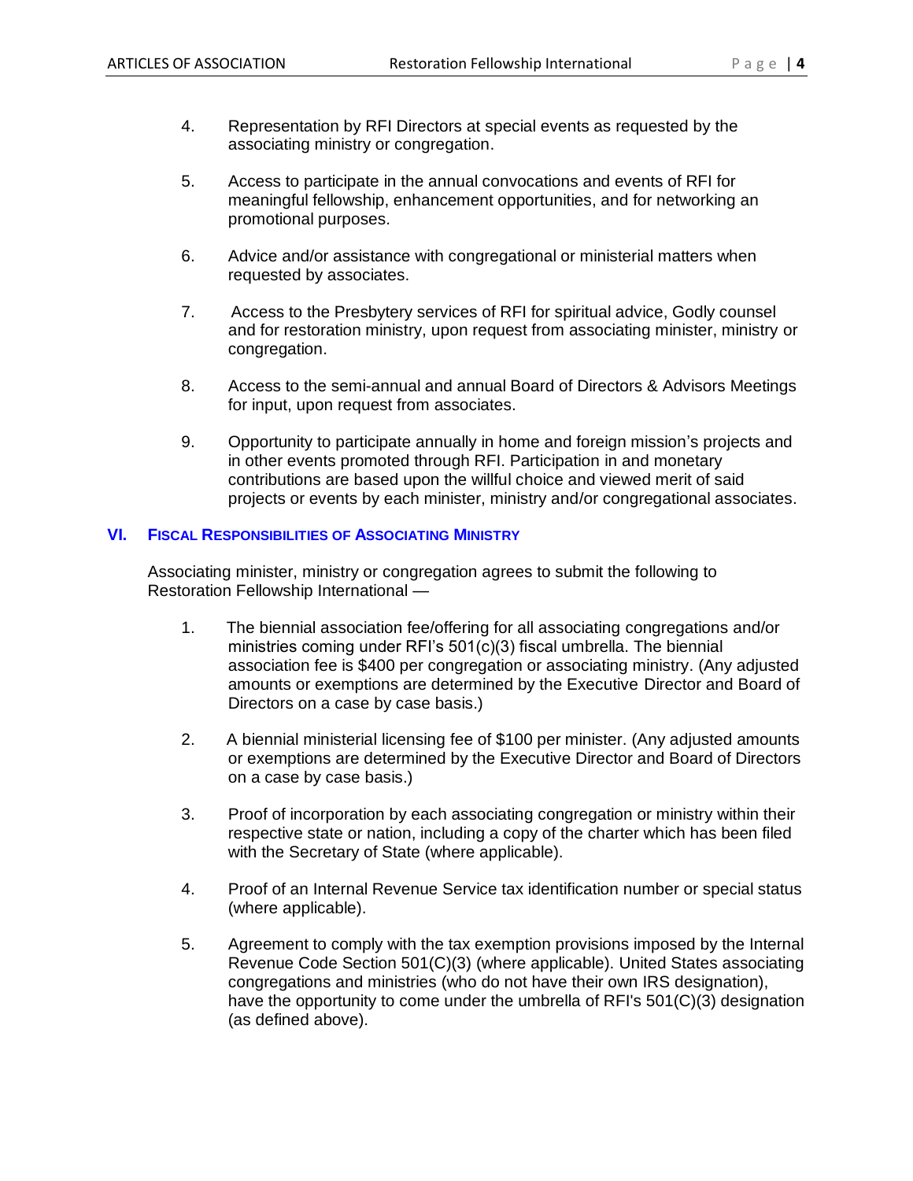4. Representation by RFI Directors at special events as requested by the associating ministry or congregation.

5. Access to participate in the annual convocations and events of RFI for meaningful fellowship, enhancement opportunities, and for networking an promotional purposes.

6. Advice and/or assistance with congregational or ministerial matters when requested by associates.

7. Access to the Presbytery services of RFI for spiritual advice, Godly counsel and for restoration ministry, upon request from associating minister, ministry or congregation.

8. Access to the semi-annual and annual Board of Directors & Advisors Meetings for input, upon request from associates.

9. Opportunity to participate annually in home and foreign mission's projects and in other events promoted through RFI. Participation in and monetary contributions are based upon the willful choice and viewed merit of said projects or events by each minister, ministry and/or congregational associates.

## VI. Fiscal Responsibilities of Associating Ministry

Associating minister, ministry or congregation agrees to submit the following to Restoration Fellowship International —

1. The biennial association fee/offering for all associating congregations and/or ministries coming under RFI's 501(c)(3) fiscal umbrella. The biennial association fee is $400 per congregation or associating ministry. (Any adjusted amounts or exemptions are determined by the Executive Director and Board of Directors on a case by case basis.)

2. A biennial ministerial licensing fee of $100 per minister. (Any adjusted amounts or exemptions are determined by the Executive Director and Board of Directors on a case by case basis.)

3. Proof of incorporation by each associating congregation or ministry within their respective state or nation, including a copy of the charter which has been filed with the Secretary of State (where applicable).

4. Proof of an Internal Revenue Service tax identification number or special status (where applicable).

5. Agreement to comply with the tax exemption provisions imposed by the Internal Revenue Code Section 501(C)(3) (where applicable). United States associating congregations and ministries (who do not have their own IRS designation), have the opportunity to come under the umbrella of RFI's 501(C)(3) designation (as defined above).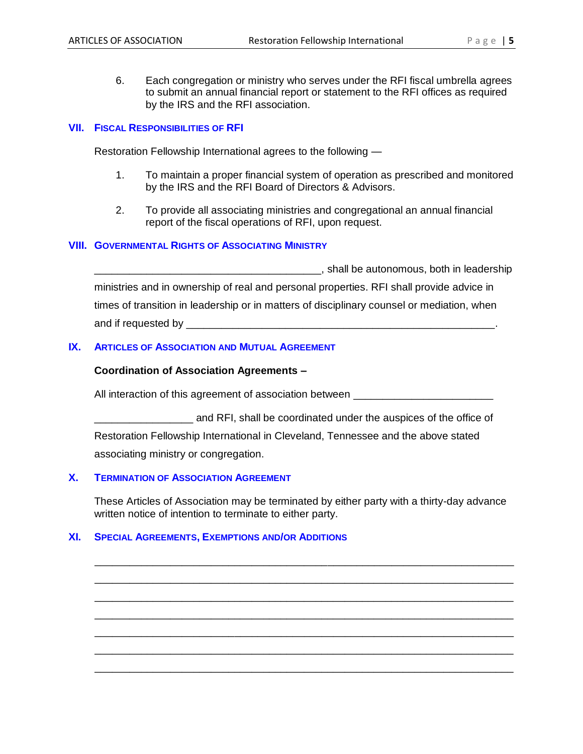6. Each congregation or ministry who serves under the RFI fiscal umbrella agrees to submit an annual financial report or statement to the RFI offices as required by the IRS and the RFI association.

## VII. Fiscal Responsibilities of RFI

Restoration Fellowship International agrees to the following —

1. To maintain a proper financial system of operation as prescribed and monitored by the IRS and the RFI Board of Directors & Advisors.

2. To provide all associating ministries and congregational an annual financial report of the fiscal operations of RFI, upon request.

## VIII. Governmental Rights of Associating Ministry

________________________________________, shall be autonomous, both in leadership ministries and in ownership of real and personal properties. RFI shall provide advice in times of transition in leadership or in matters of disciplinary counsel or mediation, when and if requested by ______________________________________________________.

## IX. Articles of Association and Mutual Agreement

**Coordination of Association Agreements –**

All interaction of this agreement of association between ________________________

_________________ and RFI, shall be coordinated under the auspices of the office of Restoration Fellowship International in Cleveland, Tennessee and the above stated associating ministry or congregation.

## X. Termination of Association Agreement

These Articles of Association may be terminated by either party with a thirty-day advance written notice of intention to terminate to either party.

## XI. Special Agreements, Exemptions and/or Additions

_________________________________________________________________________

_________________________________________________________________________

_________________________________________________________________________

_________________________________________________________________________

_________________________________________________________________________

_________________________________________________________________________

_________________________________________________________________________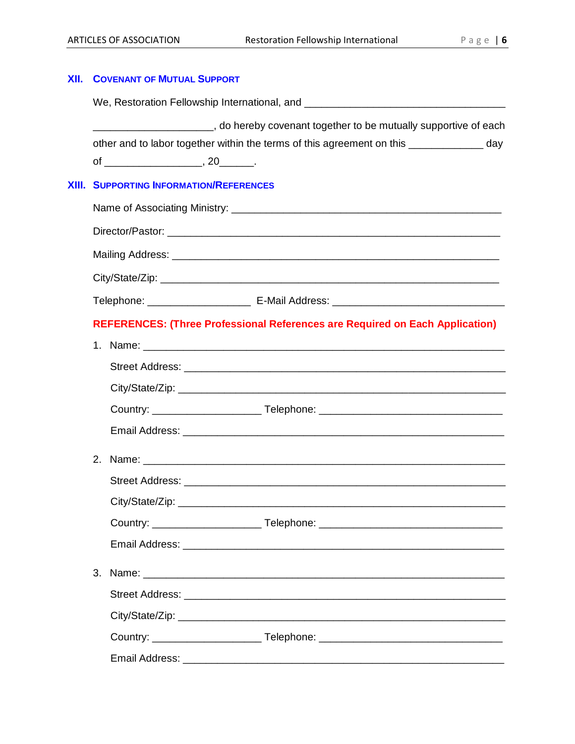## XII. Covenant of Mutual Support

We, Restoration Fellowship International, and ___________________________________

_____________________, do hereby covenant together to be mutually supportive of each other and to labor together within the terms of this agreement on this _____________ day of _________________, 20______.

## XIII. Supporting Information/References

Name of Associating Ministry: _______________________________________________

Director/Pastor: ____________________________________________________________

Mailing Address: ___________________________________________________________

City/State/Zip: _____________________________________________________________

Telephone: __________________ E-Mail Address: _______________________________

**REFERENCES: (Three Professional References are Required on Each Application)**

1. Name: _______________________________________________________________

   Street Address: _________________________________________________________

   City/State/Zip: __________________________________________________________

   Country: ___________________ Telephone: ________________________________

   Email Address: __________________________________________________________

2. Name: _______________________________________________________________

   Street Address: _________________________________________________________

   City/State/Zip: __________________________________________________________

   Country: ___________________ Telephone: ________________________________

   Email Address: __________________________________________________________

3. Name: _______________________________________________________________

   Street Address: _________________________________________________________

   City/State/Zip: __________________________________________________________

   Country: ___________________ Telephone: ________________________________

   Email Address: __________________________________________________________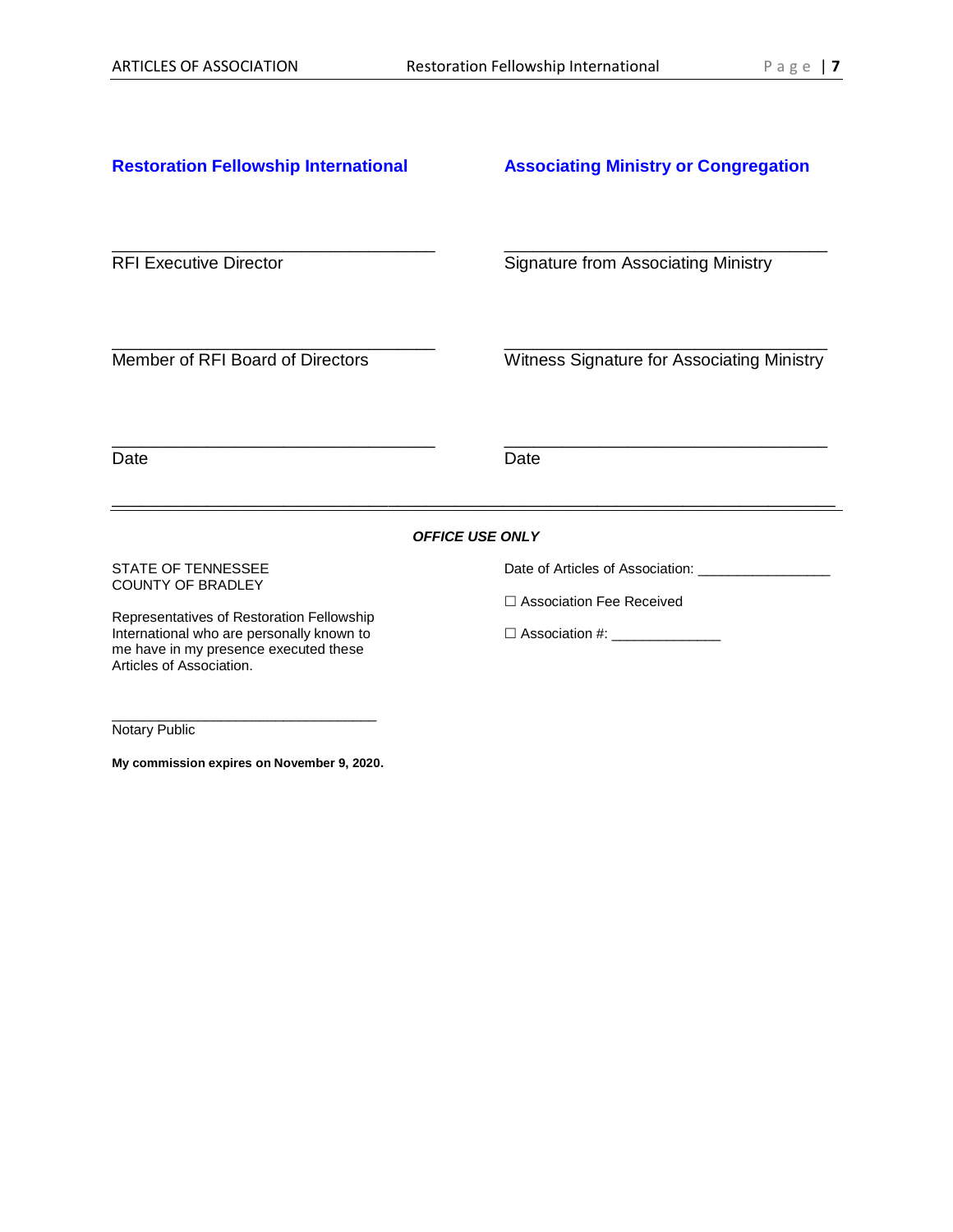**Restoration Fellowship International**

\_\_\_\_\_\_\_\_\_\_\_\_\_\_\_\_\_\_\_\_\_\_\_\_\_\_\_\_\_\_\_\_\_\_

RFI Executive Director

\_\_\_\_\_\_\_\_\_\_\_\_\_\_\_\_\_\_\_\_\_\_\_\_\_\_\_\_\_\_\_\_\_\_

Member of RFI Board of Directors

\_\_\_\_\_\_\_\_\_\_\_\_\_\_\_\_\_\_\_\_\_\_\_\_\_\_\_\_\_\_\_\_\_\_

Date

**Associating Ministry or Congregation**

\_\_\_\_\_\_\_\_\_\_\_\_\_\_\_\_\_\_\_\_\_\_\_\_\_\_\_\_\_\_\_\_\_\_

Signature from Associating Ministry

\_\_\_\_\_\_\_\_\_\_\_\_\_\_\_\_\_\_\_\_\_\_\_\_\_\_\_\_\_\_\_\_\_\_

Witness Signature for Associating Ministry

\_\_\_\_\_\_\_\_\_\_\_\_\_\_\_\_\_\_\_\_\_\_\_\_\_\_\_\_\_\_\_\_\_\_

Date

---

***OFFICE USE ONLY***

STATE OF TENNESSEE
COUNTY OF BRADLEY

Representatives of Restoration Fellowship International who are personally known to me have in my presence executed these Articles of Association.

\_\_\_\_\_\_\_\_\_\_\_\_\_\_\_\_\_\_\_\_\_\_\_\_\_\_\_\_\_\_\_\_\_\_

Notary Public

**My commission expires on November 9, 2020.**

Date of Articles of Association: \_\_\_\_\_\_\_\_\_\_\_\_\_\_\_\_\_

☐ Association Fee Received

☐ Association #: \_\_\_\_\_\_\_\_\_\_\_\_\_\_